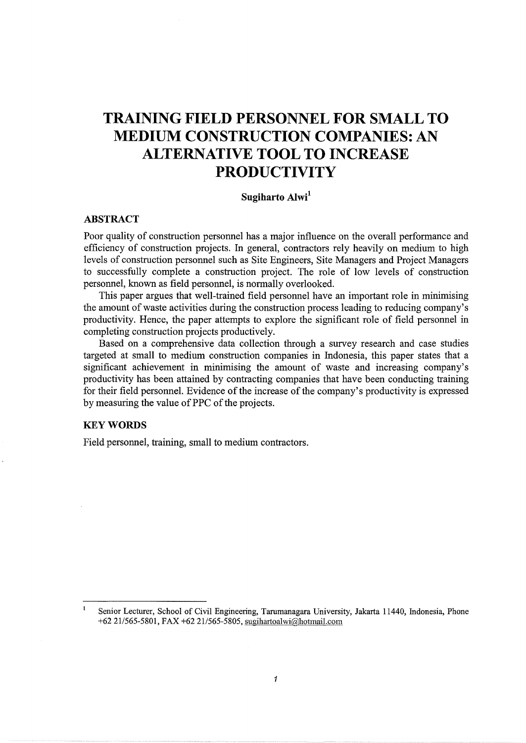# TRAINING FIELD PERSONNEL FOR SMALL TO MEDIUM CONSTRUCTION COMPANIES: AN ALTERNATIVE TOOL TO INCREASE PRODUCTIVITY

**Sugiharto Alwi**[1]

## ABSTRACT

Poor quality of construction personnel has a major influence on the overall performance and efficiency of construction projects. In general, contractors rely heavily on medium to high levels of construction personnel such as Site Engineers, Site Managers and Project Managers to successfully complete a construction project. The role of low levels of construction personnel, known as field personnel, is normally overlooked.

This paper argues that well-trained field personnel have an important role in minimising the amount of waste activities during the construction process leading to reducing company's productivity. Hence, the paper attempts to explore the significant role of field personnel in completing construction projects productively.

Based on a comprehensive data collection through a survey research and case studies targeted at small to medium construction companies in Indonesia, this paper states that a significant achievement in minimising the amount of waste and increasing company's productivity has been attained by contracting companies that have been conducting training for their field personnel. Evidence of the increase of the company's productivity is expressed by measuring the value of PPC of the projects.

## KEY WORDS

Field personnel, training, small to medium contractors.

---

[1] Senior Lecturer, School of Civil Engineering, Tarumanagara University, Jakarta 11440, Indonesia, Phone +62 21/565-5801, FAX +62 21/565-5805, sugihartoalwi@hotmail.com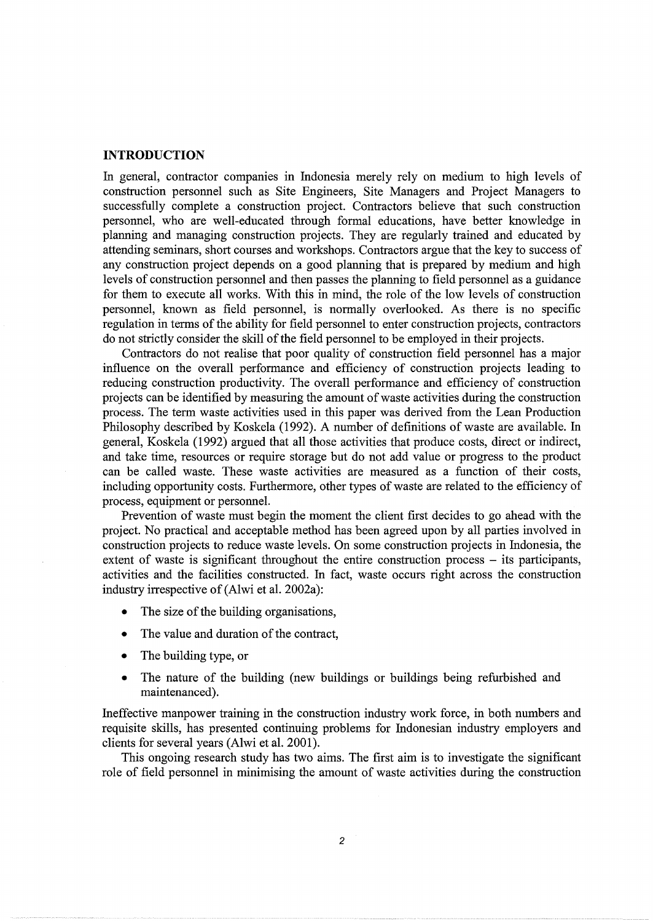## INTRODUCTION

In general, contractor companies in Indonesia merely rely on medium to high levels of construction personnel such as Site Engineers, Site Managers and Project Managers to successfully complete a construction project. Contractors believe that such construction personnel, who are well-educated through formal educations, have better knowledge in planning and managing construction projects. They are regularly trained and educated by attending seminars, short courses and workshops. Contractors argue that the key to success of any construction project depends on a good planning that is prepared by medium and high levels of construction personnel and then passes the planning to field personnel as a guidance for them to execute all works. With this in mind, the role of the low levels of construction personnel, known as field personnel, is normally overlooked. As there is no specific regulation in terms of the ability for field personnel to enter construction projects, contractors do not strictly consider the skill of the field personnel to be employed in their projects.

Contractors do not realise that poor quality of construction field personnel has a major influence on the overall performance and efficiency of construction projects leading to reducing construction productivity. The overall performance and efficiency of construction projects can be identified by measuring the amount of waste activities during the construction process. The term waste activities used in this paper was derived from the Lean Production Philosophy described by Koskela (1992). A number of definitions of waste are available. In general, Koskela (1992) argued that all those activities that produce costs, direct or indirect, and take time, resources or require storage but do not add value or progress to the product can be called waste. These waste activities are measured as a function of their costs, including opportunity costs. Furthermore, other types of waste are related to the efficiency of process, equipment or personnel.

Prevention of waste must begin the moment the client first decides to go ahead with the project. No practical and acceptable method has been agreed upon by all parties involved in construction projects to reduce waste levels. On some construction projects in Indonesia, the extent of waste is significant throughout the entire construction process – its participants, activities and the facilities constructed. In fact, waste occurs right across the construction industry irrespective of (Alwi et al. 2002a):

- The size of the building organisations,
- The value and duration of the contract,
- The building type, or
- The nature of the building (new buildings or buildings being refurbished and maintenanced).

Ineffective manpower training in the construction industry work force, in both numbers and requisite skills, has presented continuing problems for Indonesian industry employers and clients for several years (Alwi et al. 2001).

This ongoing research study has two aims. The first aim is to investigate the significant role of field personnel in minimising the amount of waste activities during the construction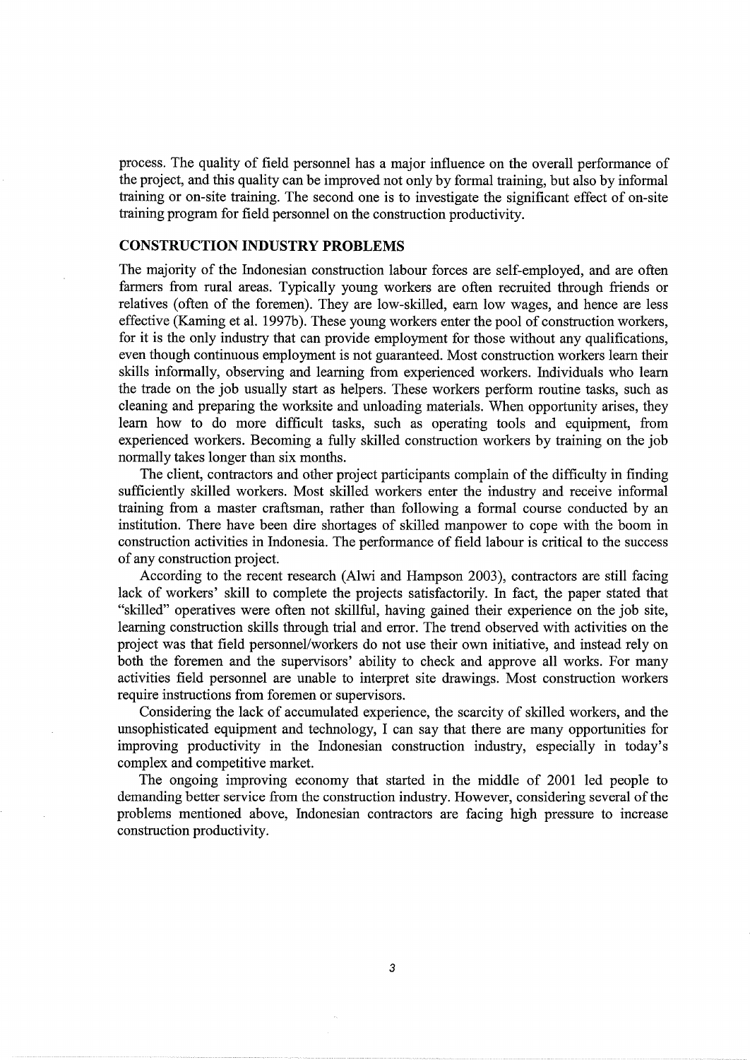process. The quality of field personnel has a major influence on the overall performance of the project, and this quality can be improved not only by formal training, but also by informal training or on-site training. The second one is to investigate the significant effect of on-site training program for field personnel on the construction productivity.

## CONSTRUCTION INDUSTRY PROBLEMS

The majority of the Indonesian construction labour forces are self-employed, and are often farmers from rural areas. Typically young workers are often recruited through friends or relatives (often of the foremen). They are low-skilled, earn low wages, and hence are less effective (Kaming et al. 1997b). These young workers enter the pool of construction workers, for it is the only industry that can provide employment for those without any qualifications, even though continuous employment is not guaranteed. Most construction workers learn their skills informally, observing and learning from experienced workers. Individuals who learn the trade on the job usually start as helpers. These workers perform routine tasks, such as cleaning and preparing the worksite and unloading materials. When opportunity arises, they learn how to do more difficult tasks, such as operating tools and equipment, from experienced workers. Becoming a fully skilled construction workers by training on the job normally takes longer than six months.

The client, contractors and other project participants complain of the difficulty in finding sufficiently skilled workers. Most skilled workers enter the industry and receive informal training from a master craftsman, rather than following a formal course conducted by an institution. There have been dire shortages of skilled manpower to cope with the boom in construction activities in Indonesia. The performance of field labour is critical to the success of any construction project.

According to the recent research (Alwi and Hampson 2003), contractors are still facing lack of workers' skill to complete the projects satisfactorily. In fact, the paper stated that "skilled" operatives were often not skillful, having gained their experience on the job site, learning construction skills through trial and error. The trend observed with activities on the project was that field personnel/workers do not use their own initiative, and instead rely on both the foremen and the supervisors' ability to check and approve all works. For many activities field personnel are unable to interpret site drawings. Most construction workers require instructions from foremen or supervisors.

Considering the lack of accumulated experience, the scarcity of skilled workers, and the unsophisticated equipment and technology, I can say that there are many opportunities for improving productivity in the Indonesian construction industry, especially in today's complex and competitive market.

The ongoing improving economy that started in the middle of 2001 led people to demanding better service from the construction industry. However, considering several of the problems mentioned above, Indonesian contractors are facing high pressure to increase construction productivity.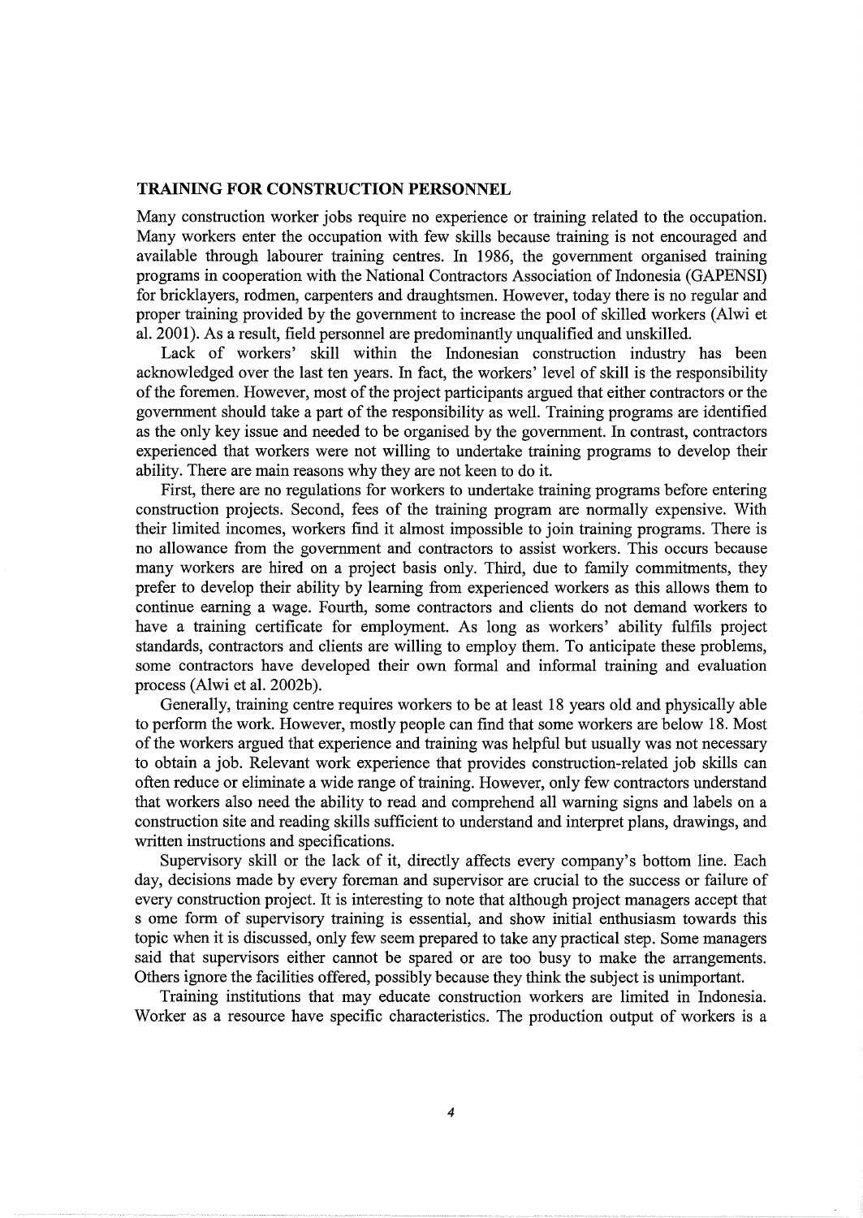## TRAINING FOR CONSTRUCTION PERSONNEL

Many construction worker jobs require no experience or training related to the occupation. Many workers enter the occupation with few skills because training is not encouraged and available through labourer training centres. In 1986, the government organised training programs in cooperation with the National Contractors Association of Indonesia (GAPENSI) for bricklayers, rodmen, carpenters and draughtsmen. However, today there is no regular and proper training provided by the government to increase the pool of skilled workers (Alwi et al. 2001). As a result, field personnel are predominantly unqualified and unskilled.

Lack of workers' skill within the Indonesian construction industry has been acknowledged over the last ten years. In fact, the workers' level of skill is the responsibility of the foremen. However, most of the project participants argued that either contractors or the government should take a part of the responsibility as well. Training programs are identified as the only key issue and needed to be organised by the government. In contrast, contractors experienced that workers were not willing to undertake training programs to develop their ability. There are main reasons why they are not keen to do it.

First, there are no regulations for workers to undertake training programs before entering construction projects. Second, fees of the training program are normally expensive. With their limited incomes, workers find it almost impossible to join training programs. There is no allowance from the government and contractors to assist workers. This occurs because many workers are hired on a project basis only. Third, due to family commitments, they prefer to develop their ability by learning from experienced workers as this allows them to continue earning a wage. Fourth, some contractors and clients do not demand workers to have a training certificate for employment. As long as workers' ability fulfils project standards, contractors and clients are willing to employ them. To anticipate these problems, some contractors have developed their own formal and informal training and evaluation process (Alwi et al. 2002b).

Generally, training centre requires workers to be at least 18 years old and physically able to perform the work. However, mostly people can find that some workers are below 18. Most of the workers argued that experience and training was helpful but usually was not necessary to obtain a job. Relevant work experience that provides construction-related job skills can often reduce or eliminate a wide range of training. However, only few contractors understand that workers also need the ability to read and comprehend all warning signs and labels on a construction site and reading skills sufficient to understand and interpret plans, drawings, and written instructions and specifications.

Supervisory skill or the lack of it, directly affects every company's bottom line. Each day, decisions made by every foreman and supervisor are crucial to the success or failure of every construction project. It is interesting to note that although project managers accept that s ome form of supervisory training is essential, and show initial enthusiasm towards this topic when it is discussed, only few seem prepared to take any practical step. Some managers said that supervisors either cannot be spared or are too busy to make the arrangements. Others ignore the facilities offered, possibly because they think the subject is unimportant.

Training institutions that may educate construction workers are limited in Indonesia. Worker as a resource have specific characteristics. The production output of workers is a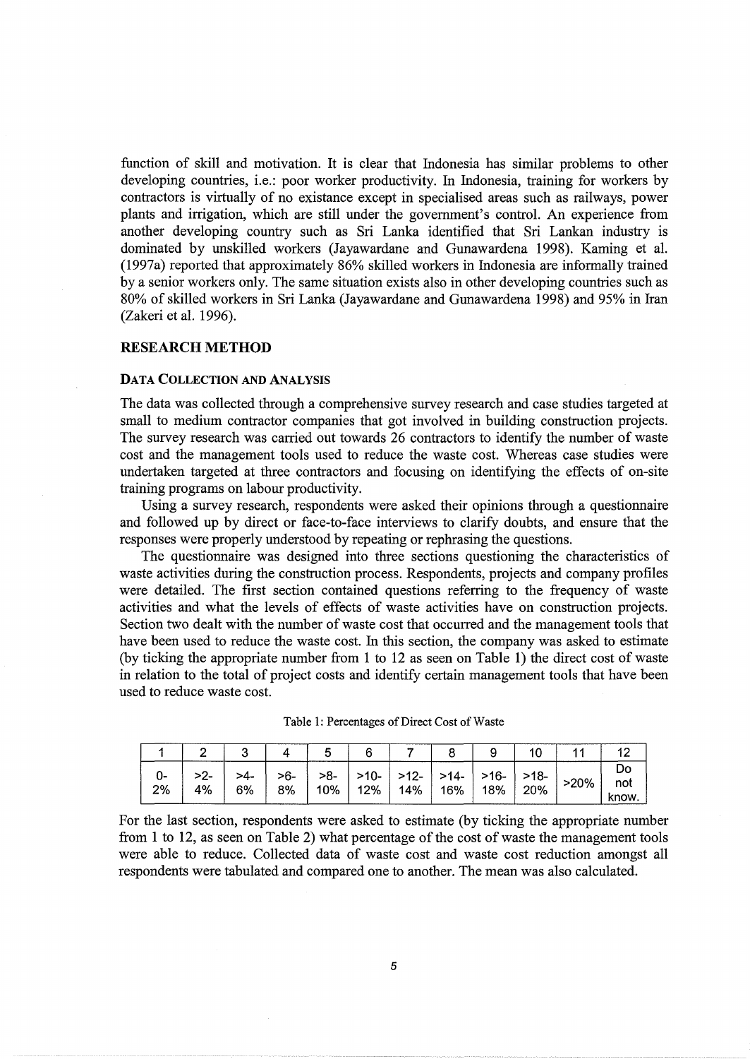function of skill and motivation. It is clear that Indonesia has similar problems to other developing countries, i.e.: poor worker productivity. In Indonesia, training for workers by contractors is virtually of no existance except in specialised areas such as railways, power plants and irrigation, which are still under the government's control. An experience from another developing country such as Sri Lanka identified that Sri Lankan industry is dominated by unskilled workers (Jayawardane and Gunawardena 1998). Kaming et al. (1997a) reported that approximately 86% skilled workers in Indonesia are informally trained by a senior workers only. The same situation exists also in other developing countries such as 80% of skilled workers in Sri Lanka (Jayawardane and Gunawardena 1998) and 95% in Iran (Zakeri et al. 1996).

## RESEARCH METHOD

### DATA COLLECTION AND ANALYSIS

The data was collected through a comprehensive survey research and case studies targeted at small to medium contractor companies that got involved in building construction projects. The survey research was carried out towards 26 contractors to identify the number of waste cost and the management tools used to reduce the waste cost. Whereas case studies were undertaken targeted at three contractors and focusing on identifying the effects of on-site training programs on labour productivity.

Using a survey research, respondents were asked their opinions through a questionnaire and followed up by direct or face-to-face interviews to clarify doubts, and ensure that the responses were properly understood by repeating or rephrasing the questions.

The questionnaire was designed into three sections questioning the characteristics of waste activities during the construction process. Respondents, projects and company profiles were detailed. The first section contained questions referring to the frequency of waste activities and what the levels of effects of waste activities have on construction projects. Section two dealt with the number of waste cost that occurred and the management tools that have been used to reduce the waste cost. In this section, the company was asked to estimate (by ticking the appropriate number from 1 to 12 as seen on Table 1) the direct cost of waste in relation to the total of project costs and identify certain management tools that have been used to reduce waste cost.

Table 1: Percentages of Direct Cost of Waste

| 1 | 2 | 3 | 4 | 5 | 6 | 7 | 8 | 9 | 10 | 11 | 12 |
|---|---|---|---|---|---|---|---|---|---|---|---|
| 0-2% | >2-4% | >4-6% | >6-8% | >8-10% | >10-12% | >12-14% | >14-16% | >16-18% | >18-20% | >20% | Do not know. |

For the last section, respondents were asked to estimate (by ticking the appropriate number from 1 to 12, as seen on Table 2) what percentage of the cost of waste the management tools were able to reduce. Collected data of waste cost and waste cost reduction amongst all respondents were tabulated and compared one to another. The mean was also calculated.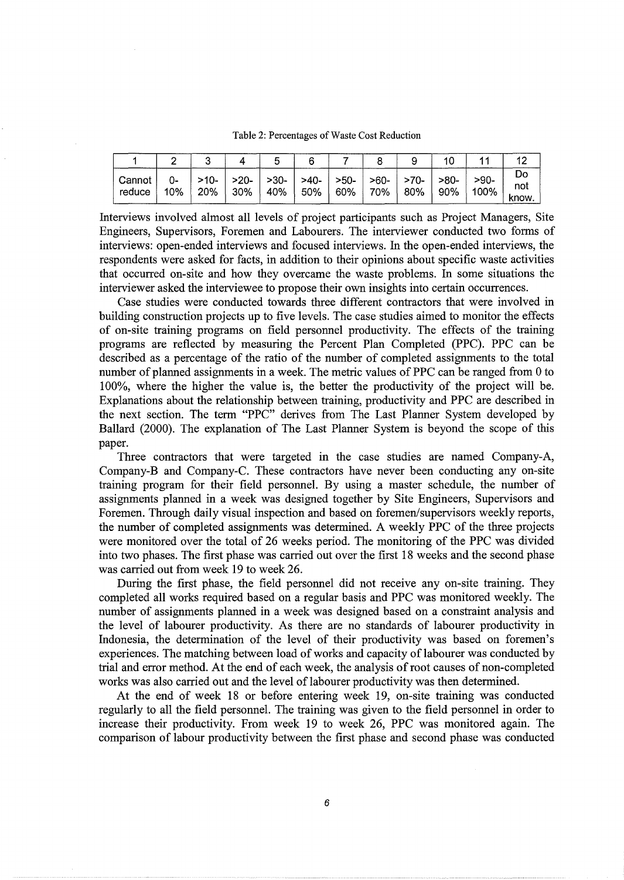Table 2: Percentages of Waste Cost Reduction

| 1 | 2 | 3 | 4 | 5 | 6 | 7 | 8 | 9 | 10 | 11 | 12 |
|---|---|---|---|---|---|---|---|---|---|---|---|
| Cannot reduce | 0-10% | >10-20% | >20-30% | >30-40% | >40-50% | >50-60% | >60-70% | >70-80% | >80-90% | >90-100% | Do not know. |

Interviews involved almost all levels of project participants such as Project Managers, Site Engineers, Supervisors, Foremen and Labourers. The interviewer conducted two forms of interviews: open-ended interviews and focused interviews. In the open-ended interviews, the respondents were asked for facts, in addition to their opinions about specific waste activities that occurred on-site and how they overcame the waste problems. In some situations the interviewer asked the interviewee to propose their own insights into certain occurrences.

Case studies were conducted towards three different contractors that were involved in building construction projects up to five levels. The case studies aimed to monitor the effects of on-site training programs on field personnel productivity. The effects of the training programs are reflected by measuring the Percent Plan Completed (PPC). PPC can be described as a percentage of the ratio of the number of completed assignments to the total number of planned assignments in a week. The metric values of PPC can be ranged from 0 to 100%, where the higher the value is, the better the productivity of the project will be. Explanations about the relationship between training, productivity and PPC are described in the next section. The term "PPC" derives from The Last Planner System developed by Ballard (2000). The explanation of The Last Planner System is beyond the scope of this paper.

Three contractors that were targeted in the case studies are named Company-A, Company-B and Company-C. These contractors have never been conducting any on-site training program for their field personnel. By using a master schedule, the number of assignments planned in a week was designed together by Site Engineers, Supervisors and Foremen. Through daily visual inspection and based on foremen/supervisors weekly reports, the number of completed assignments was determined. A weekly PPC of the three projects were monitored over the total of 26 weeks period. The monitoring of the PPC was divided into two phases. The first phase was carried out over the first 18 weeks and the second phase was carried out from week 19 to week 26.

During the first phase, the field personnel did not receive any on-site training. They completed all works required based on a regular basis and PPC was monitored weekly. The number of assignments planned in a week was designed based on a constraint analysis and the level of labourer productivity. As there are no standards of labourer productivity in Indonesia, the determination of the level of their productivity was based on foremen's experiences. The matching between load of works and capacity of labourer was conducted by trial and error method. At the end of each week, the analysis of root causes of non-completed works was also carried out and the level of labourer productivity was then determined.

At the end of week 18 or before entering week 19, on-site training was conducted regularly to all the field personnel. The training was given to the field personnel in order to increase their productivity. From week 19 to week 26, PPC was monitored again. The comparison of labour productivity between the first phase and second phase was conducted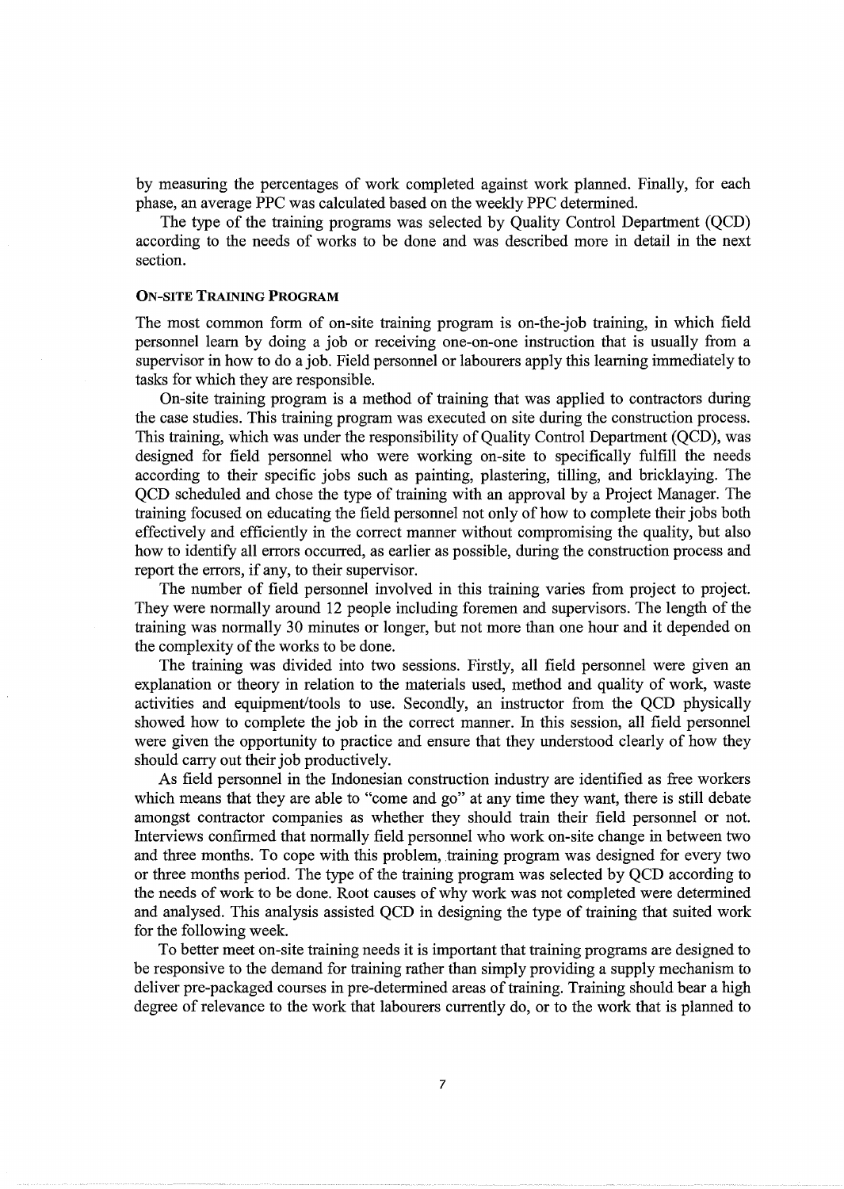by measuring the percentages of work completed against work planned. Finally, for each phase, an average PPC was calculated based on the weekly PPC determined.

The type of the training programs was selected by Quality Control Department (QCD) according to the needs of works to be done and was described more in detail in the next section.

## ON-SITE TRAINING PROGRAM

The most common form of on-site training program is on-the-job training, in which field personnel learn by doing a job or receiving one-on-one instruction that is usually from a supervisor in how to do a job. Field personnel or labourers apply this learning immediately to tasks for which they are responsible.

On-site training program is a method of training that was applied to contractors during the case studies. This training program was executed on site during the construction process. This training, which was under the responsibility of Quality Control Department (QCD), was designed for field personnel who were working on-site to specifically fulfill the needs according to their specific jobs such as painting, plastering, tilling, and bricklaying. The QCD scheduled and chose the type of training with an approval by a Project Manager. The training focused on educating the field personnel not only of how to complete their jobs both effectively and efficiently in the correct manner without compromising the quality, but also how to identify all errors occurred, as earlier as possible, during the construction process and report the errors, if any, to their supervisor.

The number of field personnel involved in this training varies from project to project. They were normally around 12 people including foremen and supervisors. The length of the training was normally 30 minutes or longer, but not more than one hour and it depended on the complexity of the works to be done.

The training was divided into two sessions. Firstly, all field personnel were given an explanation or theory in relation to the materials used, method and quality of work, waste activities and equipment/tools to use. Secondly, an instructor from the QCD physically showed how to complete the job in the correct manner. In this session, all field personnel were given the opportunity to practice and ensure that they understood clearly of how they should carry out their job productively.

As field personnel in the Indonesian construction industry are identified as free workers which means that they are able to "come and go" at any time they want, there is still debate amongst contractor companies as whether they should train their field personnel or not. Interviews confirmed that normally field personnel who work on-site change in between two and three months. To cope with this problem, training program was designed for every two or three months period. The type of the training program was selected by QCD according to the needs of work to be done. Root causes of why work was not completed were determined and analysed. This analysis assisted QCD in designing the type of training that suited work for the following week.

To better meet on-site training needs it is important that training programs are designed to be responsive to the demand for training rather than simply providing a supply mechanism to deliver pre-packaged courses in pre-determined areas of training. Training should bear a high degree of relevance to the work that labourers currently do, or to the work that is planned to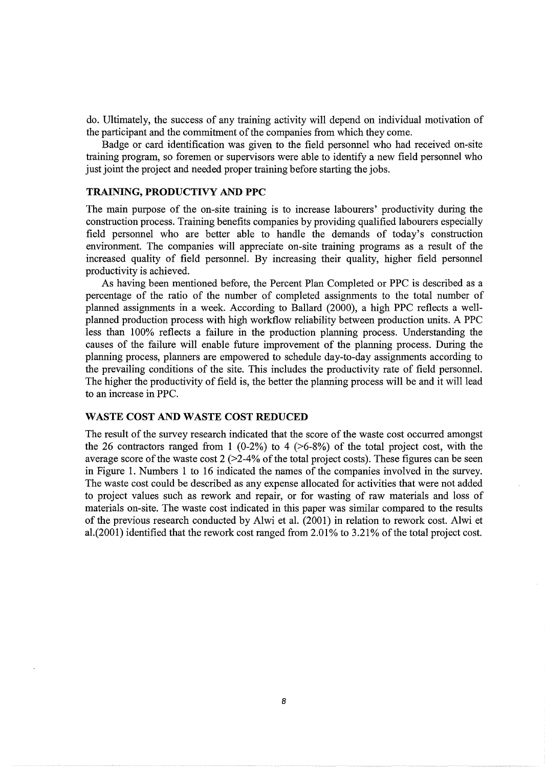do. Ultimately, the success of any training activity will depend on individual motivation of the participant and the commitment of the companies from which they come.

Badge or card identification was given to the field personnel who had received on-site training program, so foremen or supervisors were able to identify a new field personnel who just joint the project and needed proper training before starting the jobs.

### TRAINING, PRODUCTIVY AND PPC

The main purpose of the on-site training is to increase labourers' productivity during the construction process. Training benefits companies by providing qualified labourers especially field personnel who are better able to handle the demands of today's construction environment. The companies will appreciate on-site training programs as a result of the increased quality of field personnel. By increasing their quality, higher field personnel productivity is achieved.

As having been mentioned before, the Percent Plan Completed or PPC is described as a percentage of the ratio of the number of completed assignments to the total number of planned assignments in a week. According to Ballard (2000), a high PPC reflects a well-planned production process with high workflow reliability between production units. A PPC less than 100% reflects a failure in the production planning process. Understanding the causes of the failure will enable future improvement of the planning process. During the planning process, planners are empowered to schedule day-to-day assignments according to the prevailing conditions of the site. This includes the productivity rate of field personnel. The higher the productivity of field is, the better the planning process will be and it will lead to an increase in PPC.

### WASTE COST AND WASTE COST REDUCED

The result of the survey research indicated that the score of the waste cost occurred amongst the 26 contractors ranged from 1 (0-2%) to 4 (>6-8%) of the total project cost, with the average score of the waste cost 2 (>2-4% of the total project costs). These figures can be seen in Figure 1. Numbers 1 to 16 indicated the names of the companies involved in the survey. The waste cost could be described as any expense allocated for activities that were not added to project values such as rework and repair, or for wasting of raw materials and loss of materials on-site. The waste cost indicated in this paper was similar compared to the results of the previous research conducted by Alwi et al. (2001) in relation to rework cost. Alwi et al.(2001) identified that the rework cost ranged from 2.01% to 3.21% of the total project cost.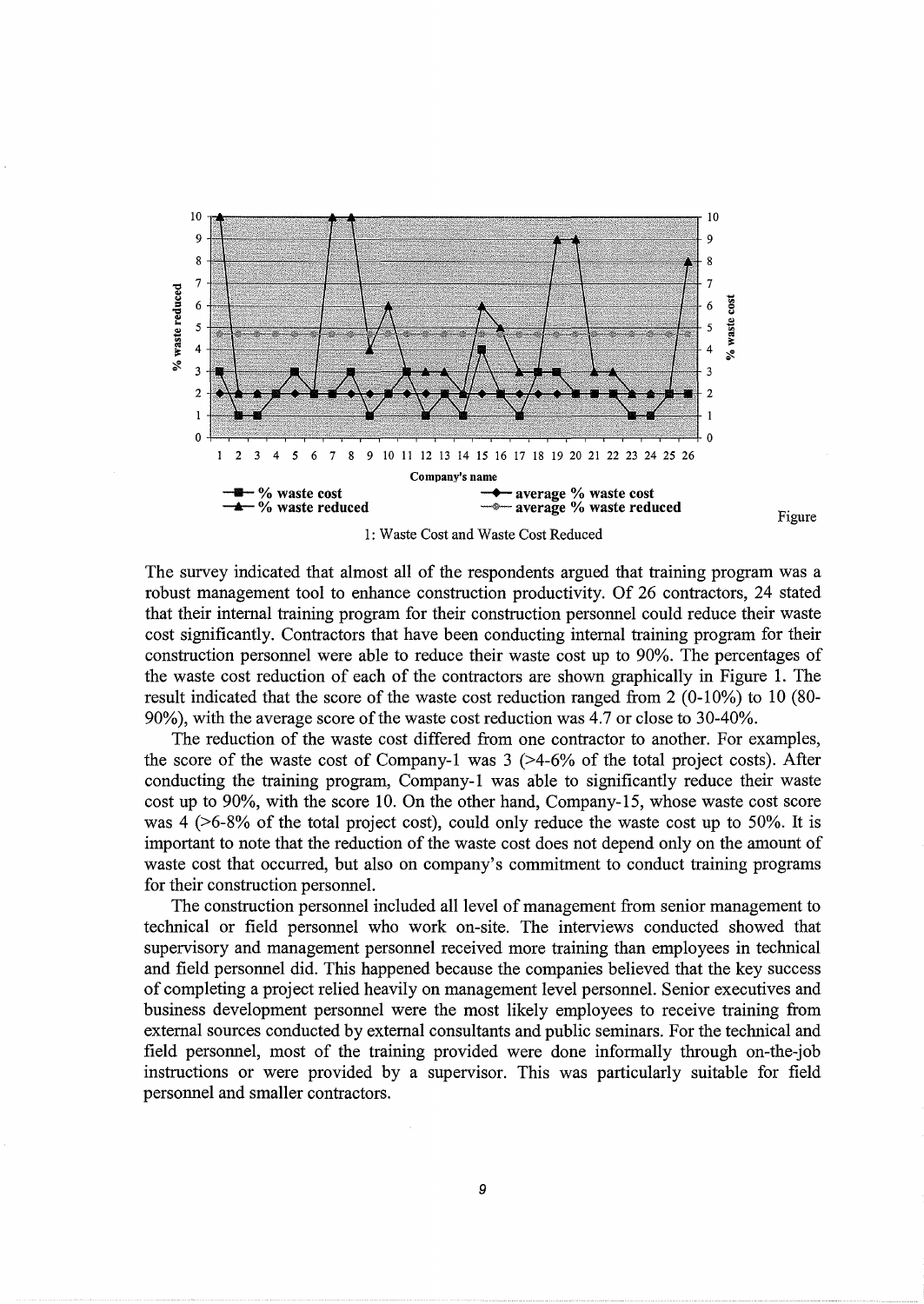Figure 1: Waste Cost and Waste Cost Reduced

The survey indicated that almost all of the respondents argued that training program was a robust management tool to enhance construction productivity. Of 26 contractors, 24 stated that their internal training program for their construction personnel could reduce their waste cost significantly. Contractors that have been conducting internal training program for their construction personnel were able to reduce their waste cost up to 90%. The percentages of the waste cost reduction of each of the contractors are shown graphically in Figure 1. The result indicated that the score of the waste cost reduction ranged from 2 (0-10%) to 10 (80-90%), with the average score of the waste cost reduction was 4.7 or close to 30-40%.

The reduction of the waste cost differed from one contractor to another. For examples, the score of the waste cost of Company-1 was 3 (>4-6% of the total project costs). After conducting the training program, Company-1 was able to significantly reduce their waste cost up to 90%, with the score 10. On the other hand, Company-15, whose waste cost score was 4 (>6-8% of the total project cost), could only reduce the waste cost up to 50%. It is important to note that the reduction of the waste cost does not depend only on the amount of waste cost that occurred, but also on company's commitment to conduct training programs for their construction personnel.

The construction personnel included all level of management from senior management to technical or field personnel who work on-site. The interviews conducted showed that supervisory and management personnel received more training than employees in technical and field personnel did. This happened because the companies believed that the key success of completing a project relied heavily on management level personnel. Senior executives and business development personnel were the most likely employees to receive training from external sources conducted by external consultants and public seminars. For the technical and field personnel, most of the training provided were done informally through on-the-job instructions or were provided by a supervisor. This was particularly suitable for field personnel and smaller contractors.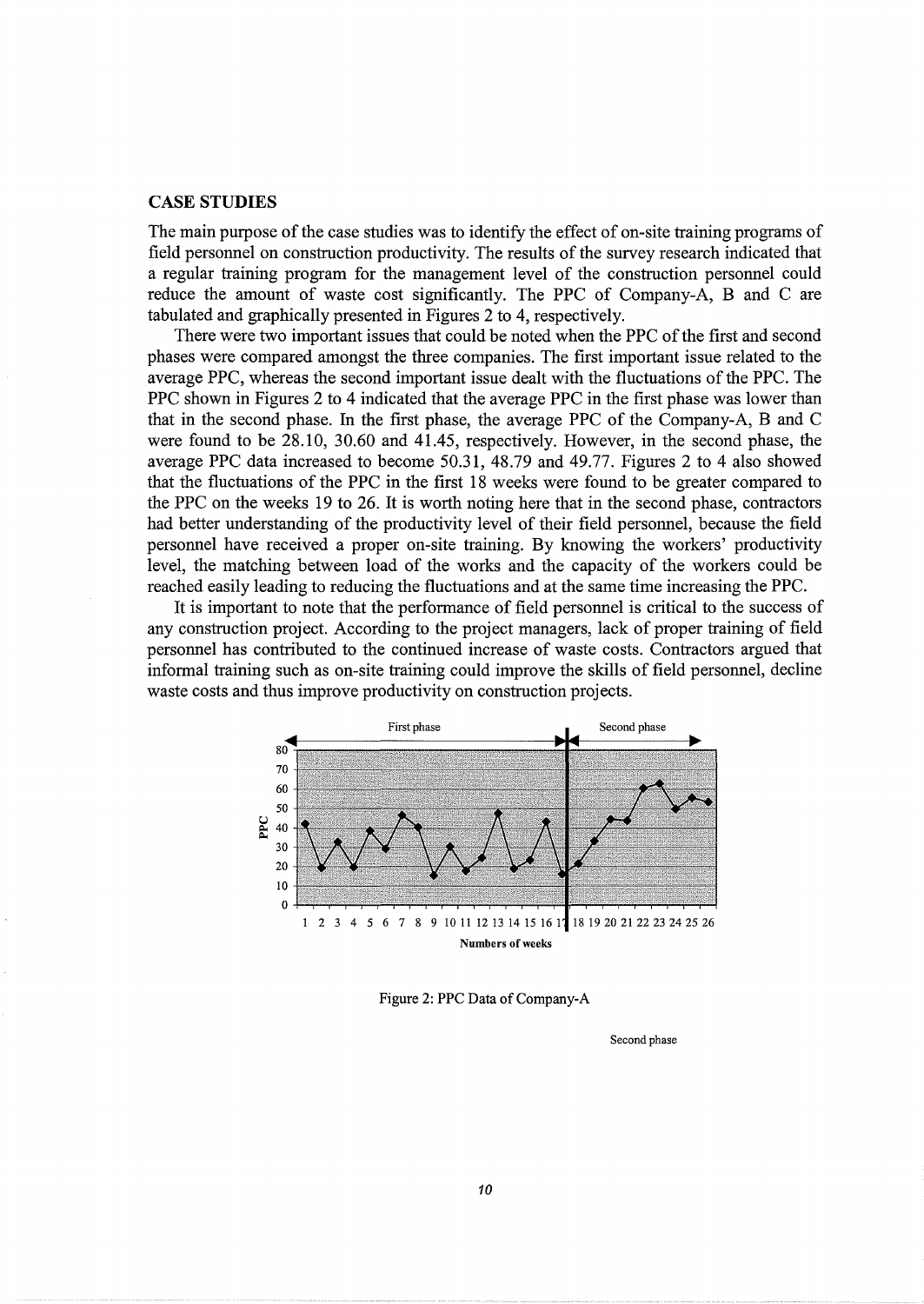## CASE STUDIES

The main purpose of the case studies was to identify the effect of on-site training programs of field personnel on construction productivity. The results of the survey research indicated that a regular training program for the management level of the construction personnel could reduce the amount of waste cost significantly. The PPC of Company-A, B and C are tabulated and graphically presented in Figures 2 to 4, respectively.

There were two important issues that could be noted when the PPC of the first and second phases were compared amongst the three companies. The first important issue related to the average PPC, whereas the second important issue dealt with the fluctuations of the PPC. The PPC shown in Figures 2 to 4 indicated that the average PPC in the first phase was lower than that in the second phase. In the first phase, the average PPC of the Company-A, B and C were found to be 28.10, 30.60 and 41.45, respectively. However, in the second phase, the average PPC data increased to become 50.31, 48.79 and 49.77. Figures 2 to 4 also showed that the fluctuations of the PPC in the first 18 weeks were found to be greater compared to the PPC on the weeks 19 to 26. It is worth noting here that in the second phase, contractors had better understanding of the productivity level of their field personnel, because the field personnel have received a proper on-site training. By knowing the workers' productivity level, the matching between load of the works and the capacity of the workers could be reached easily leading to reducing the fluctuations and at the same time increasing the PPC.

It is important to note that the performance of field personnel is critical to the success of any construction project. According to the project managers, lack of proper training of field personnel has contributed to the continued increase of waste costs. Contractors argued that informal training such as on-site training could improve the skills of field personnel, decline waste costs and thus improve productivity on construction projects.

Figure 2: PPC Data of Company-A

Second phase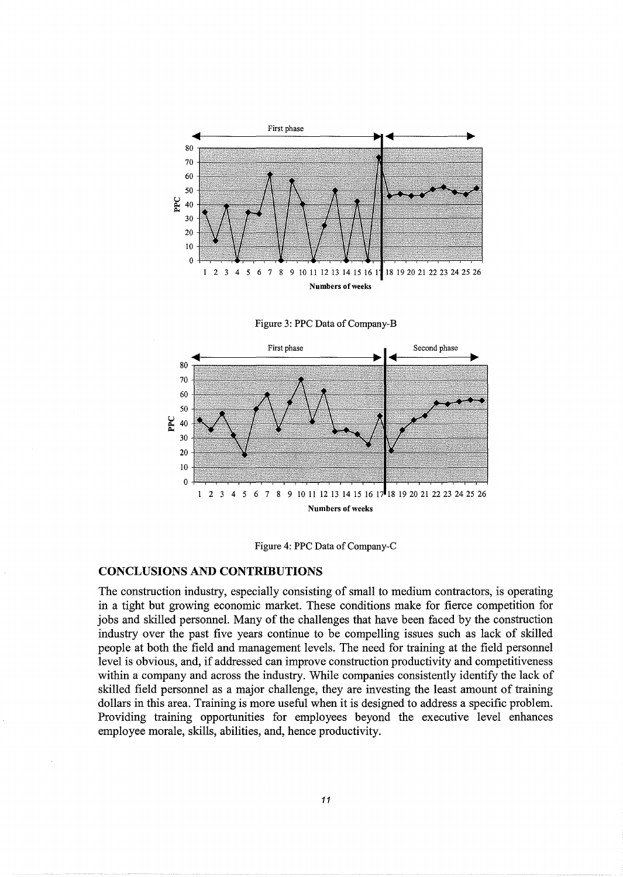Figure 3: PPC Data of Company-B

Figure 4: PPC Data of Company-C

## CONCLUSIONS AND CONTRIBUTIONS

The construction industry, especially consisting of small to medium contractors, is operating in a tight but growing economic market. These conditions make for fierce competition for jobs and skilled personnel. Many of the challenges that have been faced by the construction industry over the past five years continue to be compelling issues such as lack of skilled people at both the field and management levels. The need for training at the field personnel level is obvious, and, if addressed can improve construction productivity and competitiveness within a company and across the industry. While companies consistently identify the lack of skilled field personnel as a major challenge, they are investing the least amount of training dollars in this area. Training is more useful when it is designed to address a specific problem. Providing training opportunities for employees beyond the executive level enhances employee morale, skills, abilities, and, hence productivity.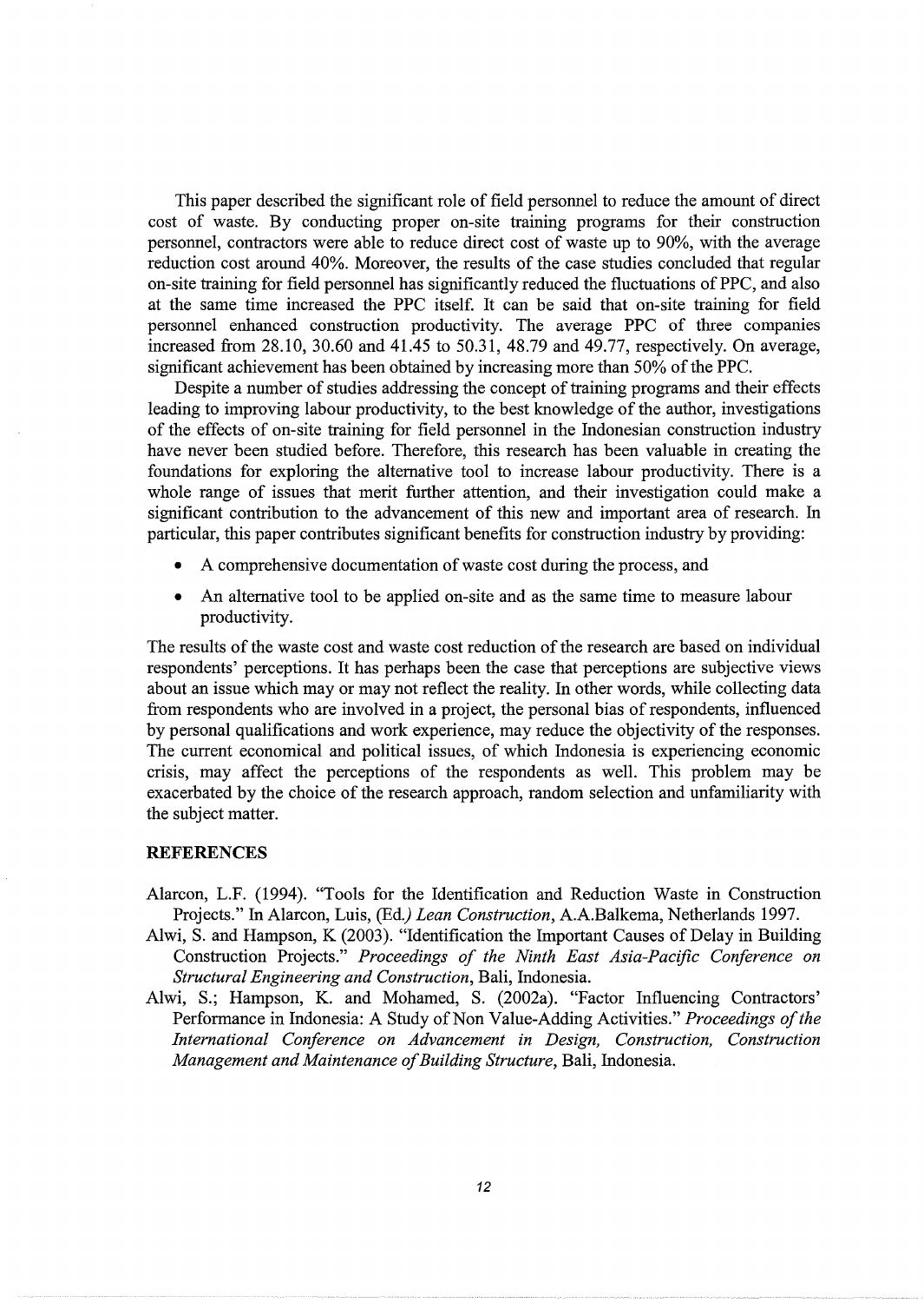This paper described the significant role of field personnel to reduce the amount of direct cost of waste. By conducting proper on-site training programs for their construction personnel, contractors were able to reduce direct cost of waste up to 90%, with the average reduction cost around 40%. Moreover, the results of the case studies concluded that regular on-site training for field personnel has significantly reduced the fluctuations of PPC, and also at the same time increased the PPC itself. It can be said that on-site training for field personnel enhanced construction productivity. The average PPC of three companies increased from 28.10, 30.60 and 41.45 to 50.31, 48.79 and 49.77, respectively. On average, significant achievement has been obtained by increasing more than 50% of the PPC.

Despite a number of studies addressing the concept of training programs and their effects leading to improving labour productivity, to the best knowledge of the author, investigations of the effects of on-site training for field personnel in the Indonesian construction industry have never been studied before. Therefore, this research has been valuable in creating the foundations for exploring the alternative tool to increase labour productivity. There is a whole range of issues that merit further attention, and their investigation could make a significant contribution to the advancement of this new and important area of research. In particular, this paper contributes significant benefits for construction industry by providing:

- A comprehensive documentation of waste cost during the process, and
- An alternative tool to be applied on-site and as the same time to measure labour productivity.

The results of the waste cost and waste cost reduction of the research are based on individual respondents' perceptions. It has perhaps been the case that perceptions are subjective views about an issue which may or may not reflect the reality. In other words, while collecting data from respondents who are involved in a project, the personal bias of respondents, influenced by personal qualifications and work experience, may reduce the objectivity of the responses. The current economical and political issues, of which Indonesia is experiencing economic crisis, may affect the perceptions of the respondents as well. This problem may be exacerbated by the choice of the research approach, random selection and unfamiliarity with the subject matter.

## REFERENCES

Alarcon, L.F. (1994). "Tools for the Identification and Reduction Waste in Construction Projects." In Alarcon, Luis, (Ed.) *Lean Construction*, A.A.Balkema, Netherlands 1997.

Alwi, S. and Hampson, K (2003). "Identification the Important Causes of Delay in Building Construction Projects." *Proceedings of the Ninth East Asia-Pacific Conference on Structural Engineering and Construction*, Bali, Indonesia.

Alwi, S.; Hampson, K. and Mohamed, S. (2002a). "Factor Influencing Contractors' Performance in Indonesia: A Study of Non Value-Adding Activities." *Proceedings of the International Conference on Advancement in Design, Construction, Construction Management and Maintenance of Building Structure*, Bali, Indonesia.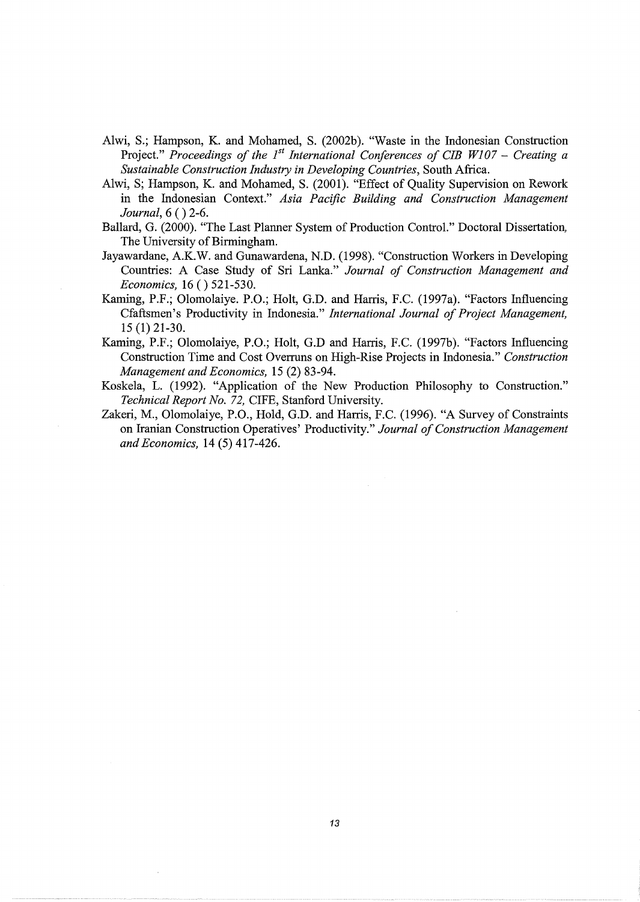Alwi, S.; Hampson, K. and Mohamed, S. (2002b). "Waste in the Indonesian Construction Project." *Proceedings of the 1st International Conferences of CIB W107 – Creating a Sustainable Construction Industry in Developing Countries*, South Africa.

Alwi, S; Hampson, K. and Mohamed, S. (2001). "Effect of Quality Supervision on Rework in the Indonesian Context." *Asia Pacific Building and Construction Management Journal*, 6 ( ) 2-6.

Ballard, G. (2000). "The Last Planner System of Production Control." Doctoral Dissertation, The University of Birmingham.

Jayawardane, A.K.W. and Gunawardena, N.D. (1998). "Construction Workers in Developing Countries: A Case Study of Sri Lanka." *Journal of Construction Management and Economics,* 16 ( ) 521-530.

Kaming, P.F.; Olomolaiye. P.O.; Holt, G.D. and Harris, F.C. (1997a). "Factors Influencing Cfaftsmen's Productivity in Indonesia." *International Journal of Project Management,* 15 (1) 21-30.

Kaming, P.F.; Olomolaiye, P.O.; Holt, G.D and Harris, F.C. (1997b). "Factors Influencing Construction Time and Cost Overruns on High-Rise Projects in Indonesia." *Construction Management and Economics,* 15 (2) 83-94.

Koskela, L. (1992). "Application of the New Production Philosophy to Construction." *Technical Report No. 72,* CIFE, Stanford University.

Zakeri, M., Olomolaiye, P.O., Hold, G.D. and Harris, F.C. (1996). "A Survey of Constraints on Iranian Construction Operatives' Productivity." *Journal of Construction Management and Economics,* 14 (5) 417-426.